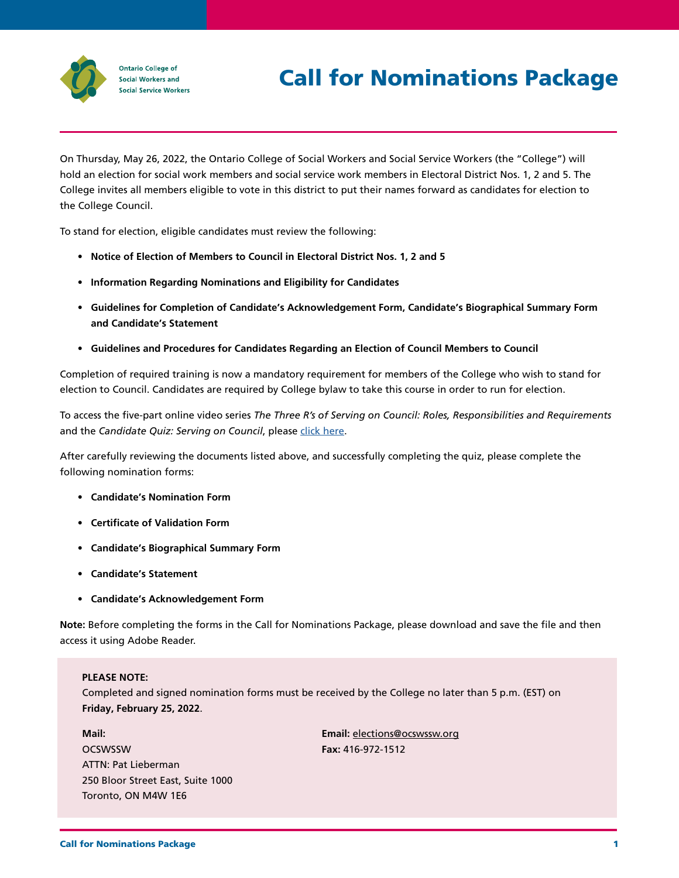Ontario College of Social Workers and Social Service Workers

# Call for Nominations Package

On Thursday, May 26, 2022, the Ontario College of Social Workers and Social Service Workers (the "College") will hold an election for social work members and social service work members in Electoral District Nos. 1, 2 and 5. The College invites all members eligible to vote in this district to put their names forward as candidates for election to the College Council.

To stand for election, eligible candidates must review the following:

- **Notice of Election of Members to Council in Electoral District Nos. 1, 2 and 5**
- **Information Regarding Nominations and Eligibility for Candidates**
- **Guidelines for Completion of Candidate's Acknowledgement Form, Candidate's Biographical Summary Form and Candidate's Statement**
- **Guidelines and Procedures for Candidates Regarding an Election of Council Members to Council**

Completion of required training is now a mandatory requirement for members of the College who wish to stand for election to Council. Candidates are required by College bylaw to take this course in order to run for election.

To access the five-part online video series *The Three R's of Serving on Council: Roles, Responsibilities and Requirements* and the *Candidate Quiz: Serving on Council*, please click here.

After carefully reviewing the documents listed above, and successfully completing the quiz, please complete the following nomination forms:

- **Candidate's Nomination Form**
- **Certificate of Validation Form**
- **Candidate's Biographical Summary Form**
- **Candidate's Statement**
- **Candidate's Acknowledgement Form**

**Note:** Before completing the forms in the Call for Nominations Package, please download and save the file and then access it using Adobe Reader.

**PLEASE NOTE:**
Completed and signed nomination forms must be received by the College no later than 5 p.m. (EST) on **Friday, February 25, 2022**.

**Mail:**
OCSWSSW
ATTN: Pat Lieberman
250 Bloor Street East, Suite 1000
Toronto, ON M4W 1E6

**Email:** elections@ocswssw.org
**Fax:** 416-972-1512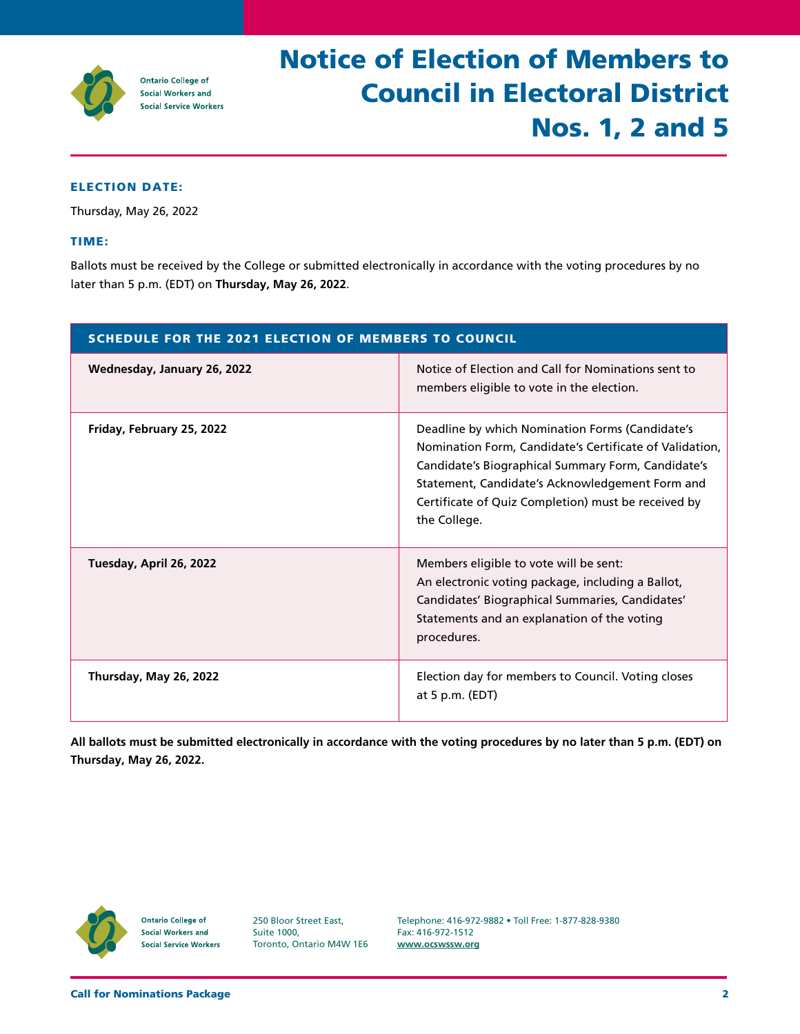# Notice of Election of Members to Council in Electoral District Nos. 1, 2 and 5

### ELECTION DATE:

Thursday, May 26, 2022

### TIME:

Ballots must be received by the College or submitted electronically in accordance with the voting procedures by no later than 5 p.m. (EDT) on **Thursday, May 26, 2022**.

| SCHEDULE FOR THE 2021 ELECTION OF MEMBERS TO COUNCIL | |
|---|---|
| **Wednesday, January 26, 2022** | Notice of Election and Call for Nominations sent to members eligible to vote in the election. |
| **Friday, February 25, 2022** | Deadline by which Nomination Forms (Candidate's Nomination Form, Candidate's Certificate of Validation, Candidate's Biographical Summary Form, Candidate's Statement, Candidate's Acknowledgement Form and Certificate of Quiz Completion) must be received by the College. |
| **Tuesday, April 26, 2022** | Members eligible to vote will be sent: An electronic voting package, including a Ballot, Candidates' Biographical Summaries, Candidates' Statements and an explanation of the voting procedures. |
| **Thursday, May 26, 2022** | Election day for members to Council. Voting closes at 5 p.m. (EDT) |

**All ballots must be submitted electronically in accordance with the voting procedures by no later than 5 p.m. (EDT) on Thursday, May 26, 2022.**

Ontario College of Social Workers and Social Service Workers

250 Bloor Street East, Suite 1000, Toronto, Ontario M4W 1E6

Telephone: 416-972-9882 • Toll Free: 1-877-828-9380
Fax: 416-972-1512
www.ocswssw.org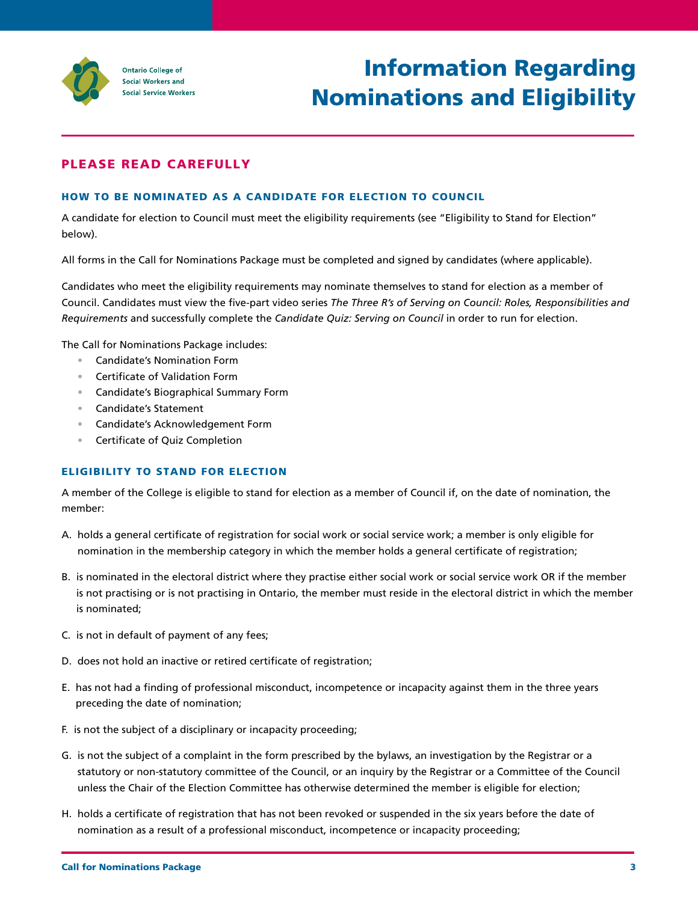# Information Regarding Nominations and Eligibility

## PLEASE READ CAREFULLY

### HOW TO BE NOMINATED AS A CANDIDATE FOR ELECTION TO COUNCIL

A candidate for election to Council must meet the eligibility requirements (see "Eligibility to Stand for Election" below).

All forms in the Call for Nominations Package must be completed and signed by candidates (where applicable).

Candidates who meet the eligibility requirements may nominate themselves to stand for election as a member of Council. Candidates must view the five-part video series *The Three R's of Serving on Council: Roles, Responsibilities and Requirements* and successfully complete the *Candidate Quiz: Serving on Council* in order to run for election.

The Call for Nominations Package includes:

- Candidate's Nomination Form
- Certificate of Validation Form
- Candidate's Biographical Summary Form
- Candidate's Statement
- Candidate's Acknowledgement Form
- Certificate of Quiz Completion

### ELIGIBILITY TO STAND FOR ELECTION

A member of the College is eligible to stand for election as a member of Council if, on the date of nomination, the member:

A. holds a general certificate of registration for social work or social service work; a member is only eligible for nomination in the membership category in which the member holds a general certificate of registration;

B. is nominated in the electoral district where they practise either social work or social service work OR if the member is not practising or is not practising in Ontario, the member must reside in the electoral district in which the member is nominated;

C. is not in default of payment of any fees;

D. does not hold an inactive or retired certificate of registration;

E. has not had a finding of professional misconduct, incompetence or incapacity against them in the three years preceding the date of nomination;

F. is not the subject of a disciplinary or incapacity proceeding;

G. is not the subject of a complaint in the form prescribed by the bylaws, an investigation by the Registrar or a statutory or non-statutory committee of the Council, or an inquiry by the Registrar or a Committee of the Council unless the Chair of the Election Committee has otherwise determined the member is eligible for election;

H. holds a certificate of registration that has not been revoked or suspended in the six years before the date of nomination as a result of a professional misconduct, incompetence or incapacity proceeding;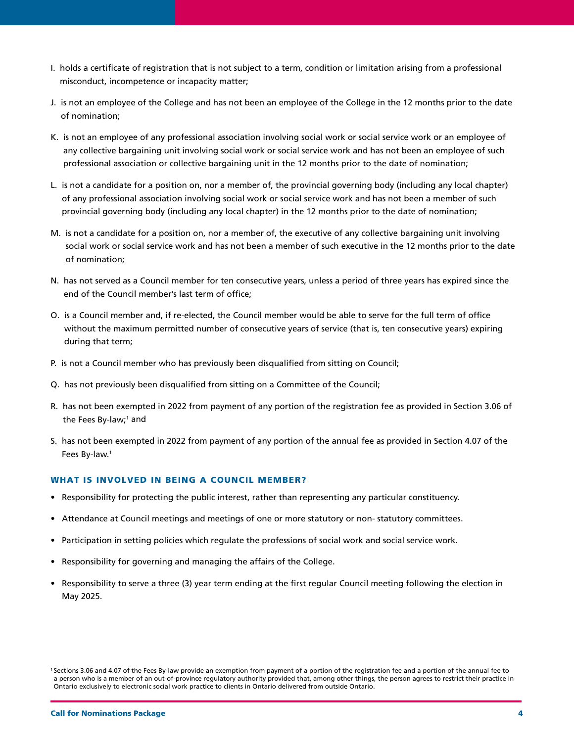I. holds a certificate of registration that is not subject to a term, condition or limitation arising from a professional misconduct, incompetence or incapacity matter;

J. is not an employee of the College and has not been an employee of the College in the 12 months prior to the date of nomination;

K. is not an employee of any professional association involving social work or social service work or an employee of any collective bargaining unit involving social work or social service work and has not been an employee of such professional association or collective bargaining unit in the 12 months prior to the date of nomination;

L. is not a candidate for a position on, nor a member of, the provincial governing body (including any local chapter) of any professional association involving social work or social service work and has not been a member of such provincial governing body (including any local chapter) in the 12 months prior to the date of nomination;

M. is not a candidate for a position on, nor a member of, the executive of any collective bargaining unit involving social work or social service work and has not been a member of such executive in the 12 months prior to the date of nomination;

N. has not served as a Council member for ten consecutive years, unless a period of three years has expired since the end of the Council member's last term of office;

O. is a Council member and, if re-elected, the Council member would be able to serve for the full term of office without the maximum permitted number of consecutive years of service (that is, ten consecutive years) expiring during that term;

P. is not a Council member who has previously been disqualified from sitting on Council;

Q. has not previously been disqualified from sitting on a Committee of the Council;

R. has not been exempted in 2022 from payment of any portion of the registration fee as provided in Section 3.06 of the Fees By-law;[1] and

S. has not been exempted in 2022 from payment of any portion of the annual fee as provided in Section 4.07 of the Fees By-law.[1]

### WHAT IS INVOLVED IN BEING A COUNCIL MEMBER?

- Responsibility for protecting the public interest, rather than representing any particular constituency.
- Attendance at Council meetings and meetings of one or more statutory or non- statutory committees.
- Participation in setting policies which regulate the professions of social work and social service work.
- Responsibility for governing and managing the affairs of the College.
- Responsibility to serve a three (3) year term ending at the first regular Council meeting following the election in May 2025.

[1] Sections 3.06 and 4.07 of the Fees By-law provide an exemption from payment of a portion of the registration fee and a portion of the annual fee to a person who is a member of an out-of-province regulatory authority provided that, among other things, the person agrees to restrict their practice in Ontario exclusively to electronic social work practice to clients in Ontario delivered from outside Ontario.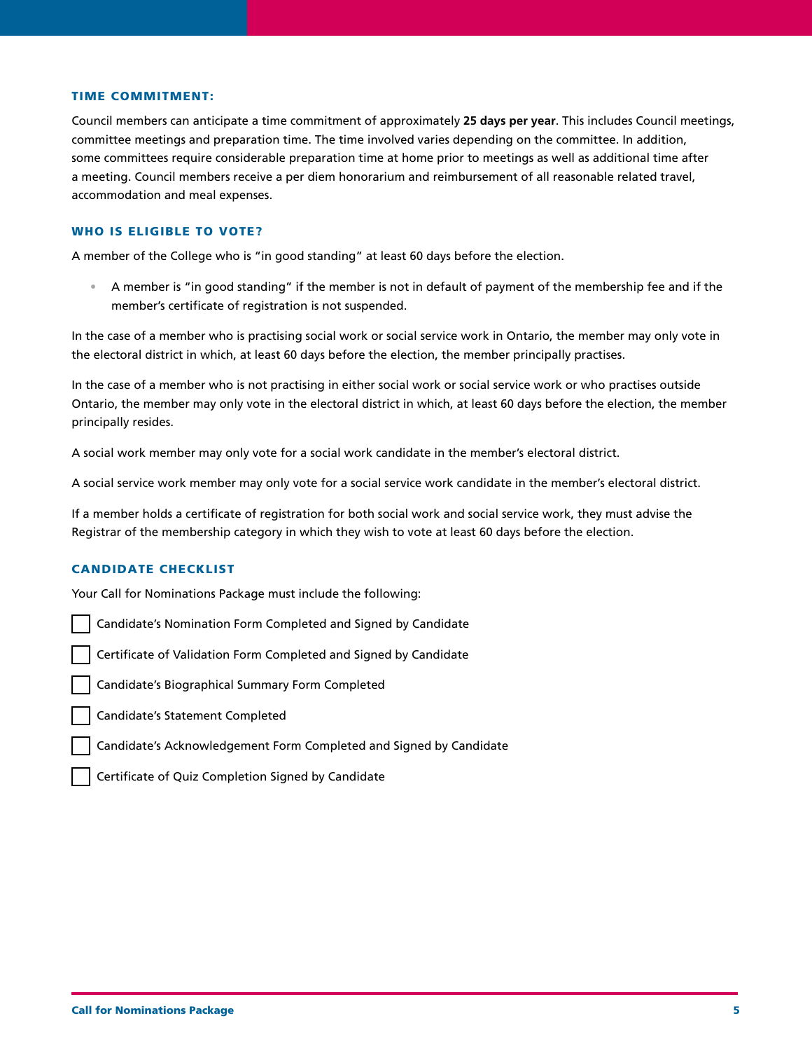### TIME COMMITMENT:

Council members can anticipate a time commitment of approximately **25 days per year**. This includes Council meetings, committee meetings and preparation time. The time involved varies depending on the committee. In addition, some committees require considerable preparation time at home prior to meetings as well as additional time after a meeting. Council members receive a per diem honorarium and reimbursement of all reasonable related travel, accommodation and meal expenses.

### WHO IS ELIGIBLE TO VOTE?

A member of the College who is "in good standing" at least 60 days before the election.

- A member is "in good standing" if the member is not in default of payment of the membership fee and if the member's certificate of registration is not suspended.

In the case of a member who is practising social work or social service work in Ontario, the member may only vote in the electoral district in which, at least 60 days before the election, the member principally practises.

In the case of a member who is not practising in either social work or social service work or who practises outside Ontario, the member may only vote in the electoral district in which, at least 60 days before the election, the member principally resides.

A social work member may only vote for a social work candidate in the member's electoral district.

A social service work member may only vote for a social service work candidate in the member's electoral district.

If a member holds a certificate of registration for both social work and social service work, they must advise the Registrar of the membership category in which they wish to vote at least 60 days before the election.

### CANDIDATE CHECKLIST

Your Call for Nominations Package must include the following:

- [ ] Candidate's Nomination Form Completed and Signed by Candidate
- [ ] Certificate of Validation Form Completed and Signed by Candidate
- [ ] Candidate's Biographical Summary Form Completed
- [ ] Candidate's Statement Completed
- [ ] Candidate's Acknowledgement Form Completed and Signed by Candidate
- [ ] Certificate of Quiz Completion Signed by Candidate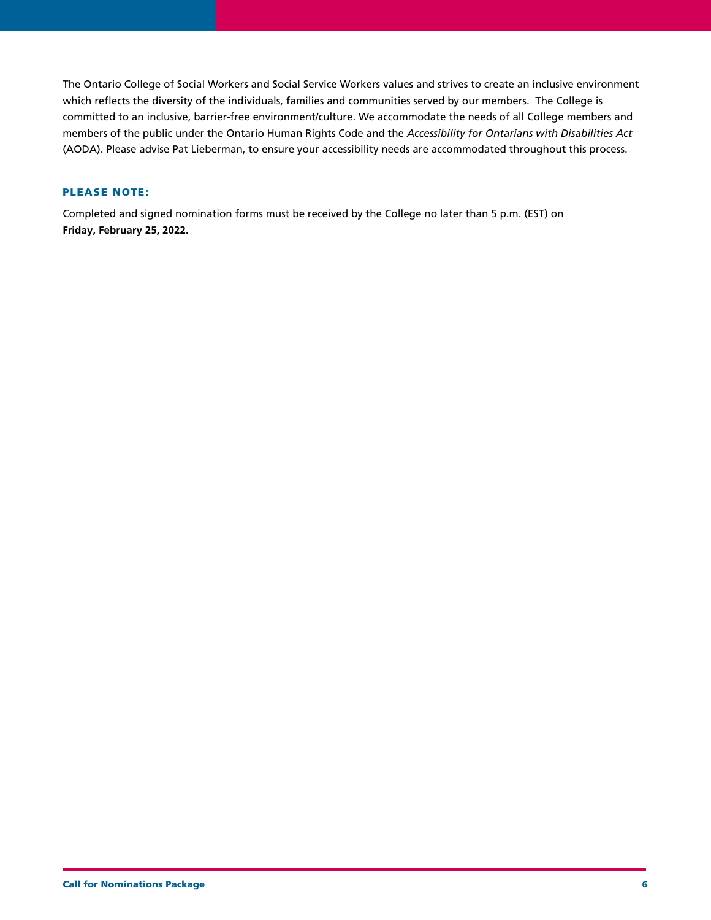The Ontario College of Social Workers and Social Service Workers values and strives to create an inclusive environment which reflects the diversity of the individuals, families and communities served by our members. The College is committed to an inclusive, barrier-free environment/culture. We accommodate the needs of all College members and members of the public under the Ontario Human Rights Code and the *Accessibility for Ontarians with Disabilities Act* (AODA). Please advise Pat Lieberman, to ensure your accessibility needs are accommodated throughout this process.

### PLEASE NOTE:

Completed and signed nomination forms must be received by the College no later than 5 p.m. (EST) on **Friday, February 25, 2022.**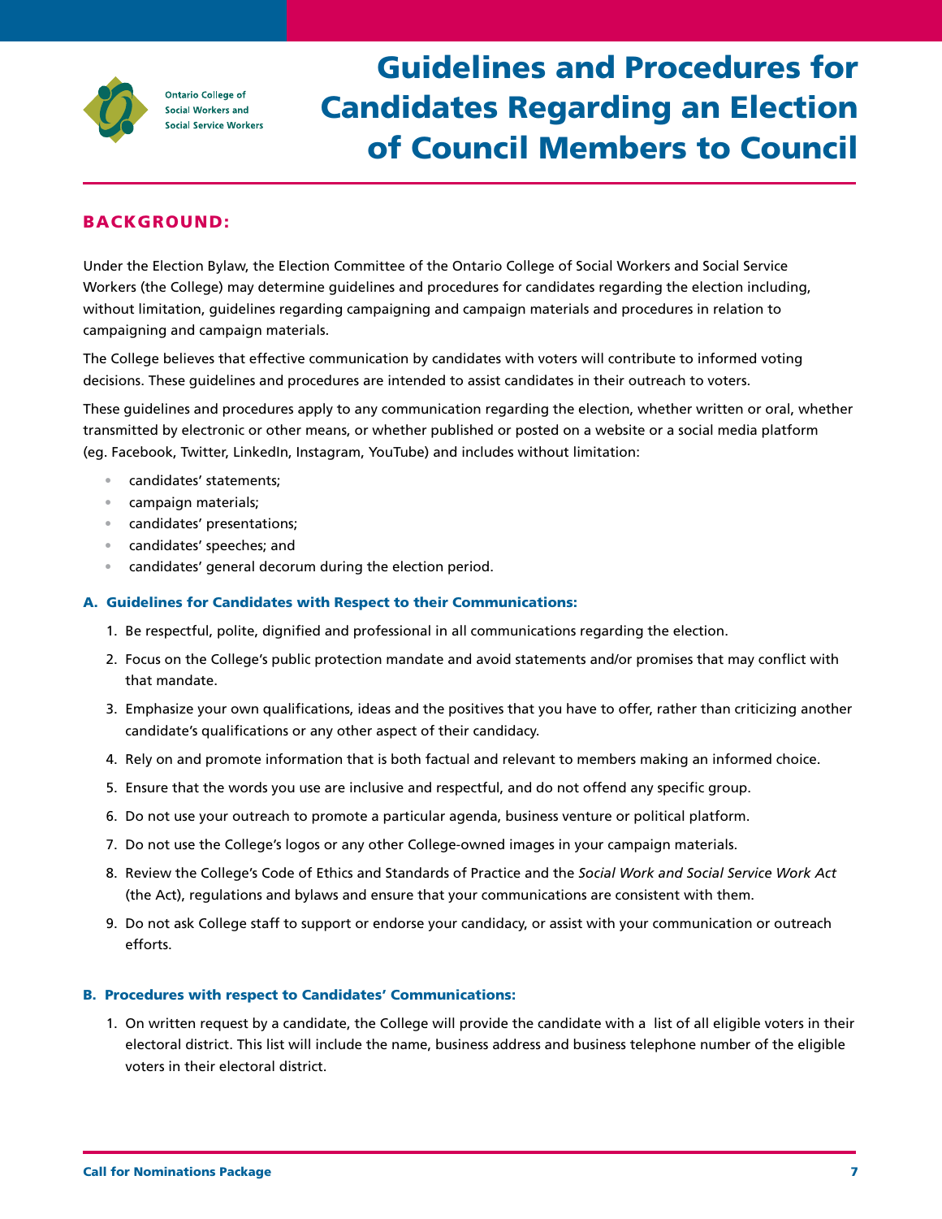Ontario College of Social Workers and Social Service Workers

# Guidelines and Procedures for Candidates Regarding an Election of Council Members to Council

## BACKGROUND:

Under the Election Bylaw, the Election Committee of the Ontario College of Social Workers and Social Service Workers (the College) may determine guidelines and procedures for candidates regarding the election including, without limitation, guidelines regarding campaigning and campaign materials and procedures in relation to campaigning and campaign materials.

The College believes that effective communication by candidates with voters will contribute to informed voting decisions. These guidelines and procedures are intended to assist candidates in their outreach to voters.

These guidelines and procedures apply to any communication regarding the election, whether written or oral, whether transmitted by electronic or other means, or whether published or posted on a website or a social media platform (eg. Facebook, Twitter, LinkedIn, Instagram, YouTube) and includes without limitation:

- candidates' statements;
- campaign materials;
- candidates' presentations;
- candidates' speeches; and
- candidates' general decorum during the election period.

### A. Guidelines for Candidates with Respect to their Communications:

1. Be respectful, polite, dignified and professional in all communications regarding the election.
2. Focus on the College's public protection mandate and avoid statements and/or promises that may conflict with that mandate.
3. Emphasize your own qualifications, ideas and the positives that you have to offer, rather than criticizing another candidate's qualifications or any other aspect of their candidacy.
4. Rely on and promote information that is both factual and relevant to members making an informed choice.
5. Ensure that the words you use are inclusive and respectful, and do not offend any specific group.
6. Do not use your outreach to promote a particular agenda, business venture or political platform.
7. Do not use the College's logos or any other College-owned images in your campaign materials.
8. Review the College's Code of Ethics and Standards of Practice and the *Social Work and Social Service Work Act* (the Act), regulations and bylaws and ensure that your communications are consistent with them.
9. Do not ask College staff to support or endorse your candidacy, or assist with your communication or outreach efforts.

### B. Procedures with respect to Candidates' Communications:

1. On written request by a candidate, the College will provide the candidate with a list of all eligible voters in their electoral district. This list will include the name, business address and business telephone number of the eligible voters in their electoral district.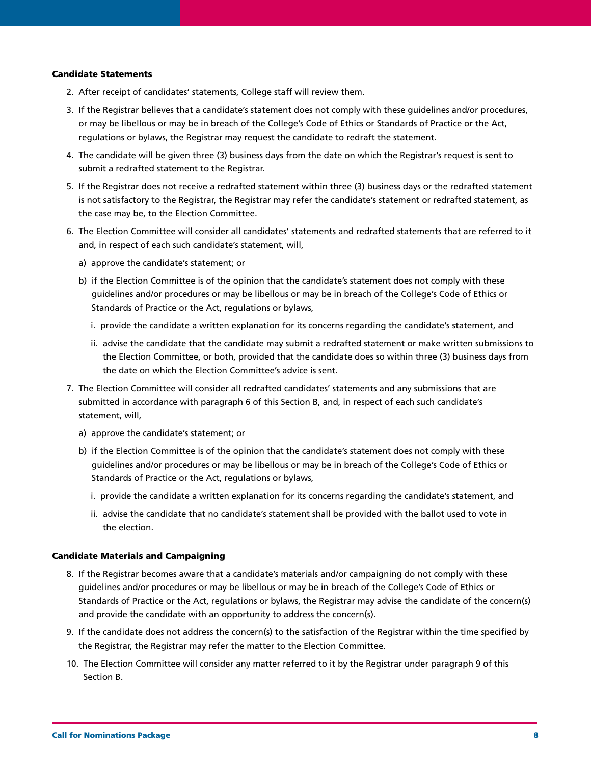**Candidate Statements**

2. After receipt of candidates' statements, College staff will review them.
3. If the Registrar believes that a candidate's statement does not comply with these guidelines and/or procedures, or may be libellous or may be in breach of the College's Code of Ethics or Standards of Practice or the Act, regulations or bylaws, the Registrar may request the candidate to redraft the statement.
4. The candidate will be given three (3) business days from the date on which the Registrar's request is sent to submit a redrafted statement to the Registrar.
5. If the Registrar does not receive a redrafted statement within three (3) business days or the redrafted statement is not satisfactory to the Registrar, the Registrar may refer the candidate's statement or redrafted statement, as the case may be, to the Election Committee.
6. The Election Committee will consider all candidates' statements and redrafted statements that are referred to it and, in respect of each such candidate's statement, will,
   a) approve the candidate's statement; or
   b) if the Election Committee is of the opinion that the candidate's statement does not comply with these guidelines and/or procedures or may be libellous or may be in breach of the College's Code of Ethics or Standards of Practice or the Act, regulations or bylaws,
      i. provide the candidate a written explanation for its concerns regarding the candidate's statement, and
      ii. advise the candidate that the candidate may submit a redrafted statement or make written submissions to the Election Committee, or both, provided that the candidate does so within three (3) business days from the date on which the Election Committee's advice is sent.
7. The Election Committee will consider all redrafted candidates' statements and any submissions that are submitted in accordance with paragraph 6 of this Section B, and, in respect of each such candidate's statement, will,
   a) approve the candidate's statement; or
   b) if the Election Committee is of the opinion that the candidate's statement does not comply with these guidelines and/or procedures or may be libellous or may be in breach of the College's Code of Ethics or Standards of Practice or the Act, regulations or bylaws,
      i. provide the candidate a written explanation for its concerns regarding the candidate's statement, and
      ii. advise the candidate that no candidate's statement shall be provided with the ballot used to vote in the election.

**Candidate Materials and Campaigning**

8. If the Registrar becomes aware that a candidate's materials and/or campaigning do not comply with these guidelines and/or procedures or may be libellous or may be in breach of the College's Code of Ethics or Standards of Practice or the Act, regulations or bylaws, the Registrar may advise the candidate of the concern(s) and provide the candidate with an opportunity to address the concern(s).
9. If the candidate does not address the concern(s) to the satisfaction of the Registrar within the time specified by the Registrar, the Registrar may refer the matter to the Election Committee.
10. The Election Committee will consider any matter referred to it by the Registrar under paragraph 9 of this Section B.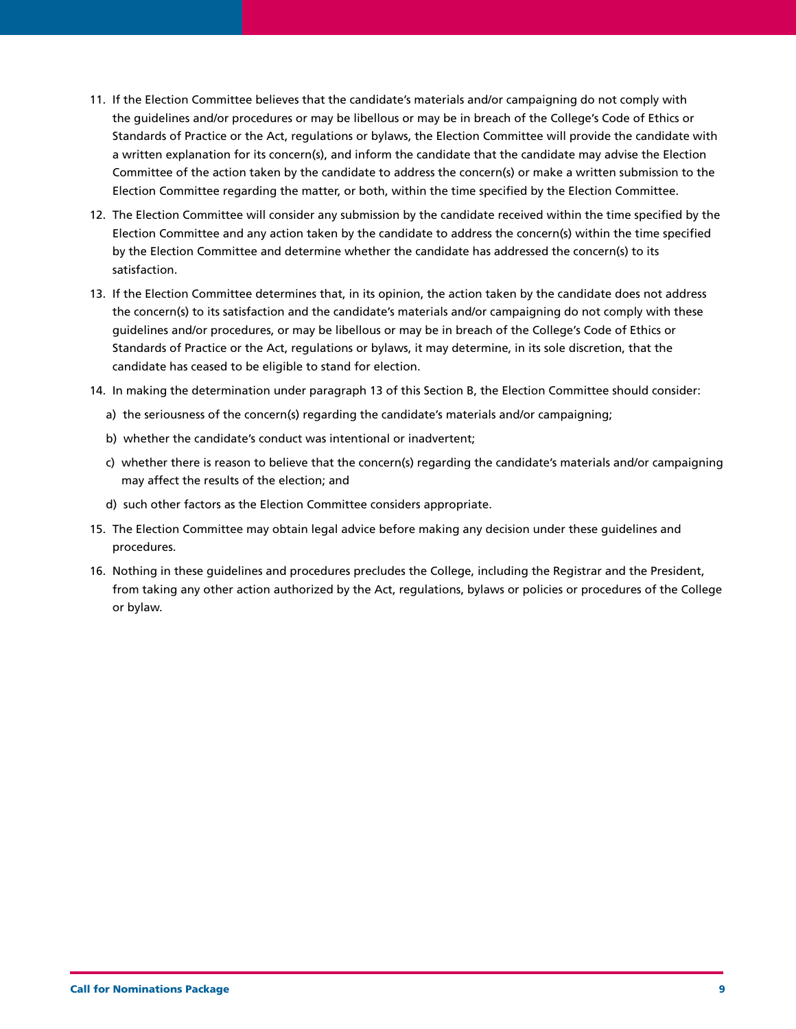11. If the Election Committee believes that the candidate's materials and/or campaigning do not comply with the guidelines and/or procedures or may be libellous or may be in breach of the College's Code of Ethics or Standards of Practice or the Act, regulations or bylaws, the Election Committee will provide the candidate with a written explanation for its concern(s), and inform the candidate that the candidate may advise the Election Committee of the action taken by the candidate to address the concern(s) or make a written submission to the Election Committee regarding the matter, or both, within the time specified by the Election Committee.
12. The Election Committee will consider any submission by the candidate received within the time specified by the Election Committee and any action taken by the candidate to address the concern(s) within the time specified by the Election Committee and determine whether the candidate has addressed the concern(s) to its satisfaction.
13. If the Election Committee determines that, in its opinion, the action taken by the candidate does not address the concern(s) to its satisfaction and the candidate's materials and/or campaigning do not comply with these guidelines and/or procedures, or may be libellous or may be in breach of the College's Code of Ethics or Standards of Practice or the Act, regulations or bylaws, it may determine, in its sole discretion, that the candidate has ceased to be eligible to stand for election.
14. In making the determination under paragraph 13 of this Section B, the Election Committee should consider:
    a) the seriousness of the concern(s) regarding the candidate's materials and/or campaigning;
    b) whether the candidate's conduct was intentional or inadvertent;
    c) whether there is reason to believe that the concern(s) regarding the candidate's materials and/or campaigning may affect the results of the election; and
    d) such other factors as the Election Committee considers appropriate.
15. The Election Committee may obtain legal advice before making any decision under these guidelines and procedures.
16. Nothing in these guidelines and procedures precludes the College, including the Registrar and the President, from taking any other action authorized by the Act, regulations, bylaws or policies or procedures of the College or bylaw.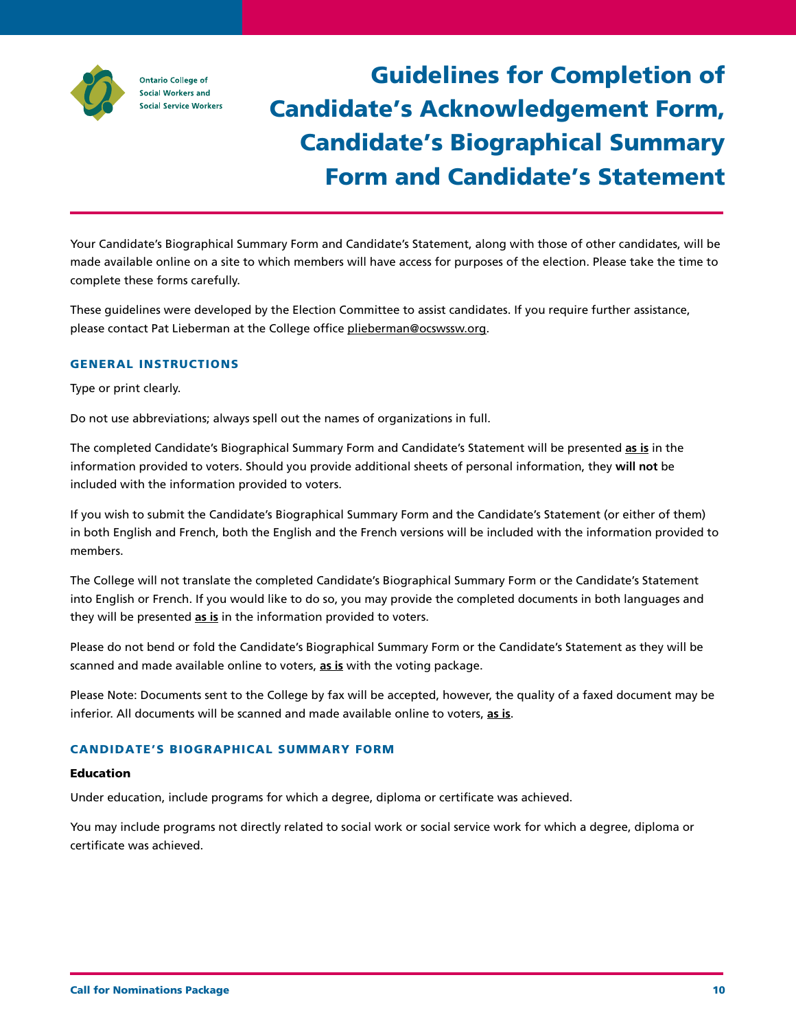Ontario College of Social Workers and Social Service Workers

# Guidelines for Completion of Candidate's Acknowledgement Form, Candidate's Biographical Summary Form and Candidate's Statement

Your Candidate's Biographical Summary Form and Candidate's Statement, along with those of other candidates, will be made available online on a site to which members will have access for purposes of the election. Please take the time to complete these forms carefully.

These guidelines were developed by the Election Committee to assist candidates. If you require further assistance, please contact Pat Lieberman at the College office plieberman@ocswssw.org.

## GENERAL INSTRUCTIONS

Type or print clearly.

Do not use abbreviations; always spell out the names of organizations in full.

The completed Candidate's Biographical Summary Form and Candidate's Statement will be presented **as is** in the information provided to voters. Should you provide additional sheets of personal information, they **will not** be included with the information provided to voters.

If you wish to submit the Candidate's Biographical Summary Form and the Candidate's Statement (or either of them) in both English and French, both the English and the French versions will be included with the information provided to members.

The College will not translate the completed Candidate's Biographical Summary Form or the Candidate's Statement into English or French. If you would like to do so, you may provide the completed documents in both languages and they will be presented **as is** in the information provided to voters.

Please do not bend or fold the Candidate's Biographical Summary Form or the Candidate's Statement as they will be scanned and made available online to voters, **as is** with the voting package.

Please Note: Documents sent to the College by fax will be accepted, however, the quality of a faxed document may be inferior. All documents will be scanned and made available online to voters, **as is**.

## CANDIDATE'S BIOGRAPHICAL SUMMARY FORM

**Education**

Under education, include programs for which a degree, diploma or certificate was achieved.

You may include programs not directly related to social work or social service work for which a degree, diploma or certificate was achieved.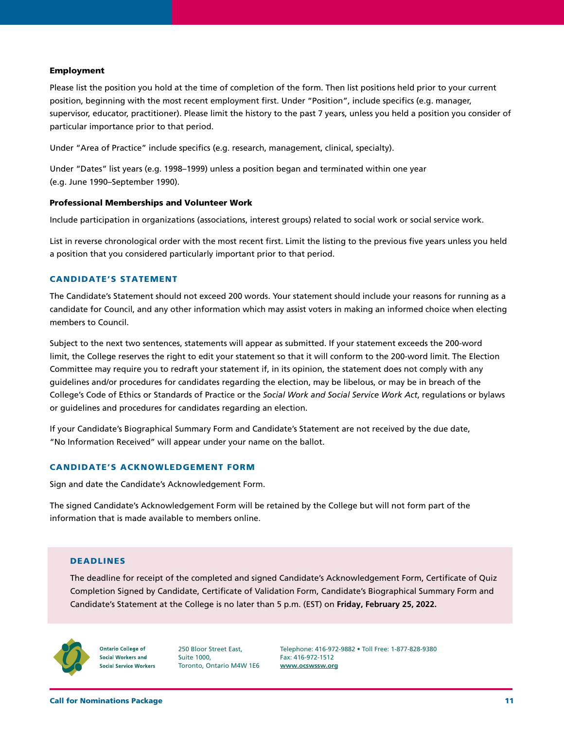**Employment**

Please list the position you hold at the time of completion of the form. Then list positions held prior to your current position, beginning with the most recent employment first. Under "Position", include specifics (e.g. manager, supervisor, educator, practitioner). Please limit the history to the past 7 years, unless you held a position you consider of particular importance prior to that period.

Under "Area of Practice" include specifics (e.g. research, management, clinical, specialty).

Under "Dates" list years (e.g. 1998–1999) unless a position began and terminated within one year (e.g. June 1990–September 1990).

**Professional Memberships and Volunteer Work**

Include participation in organizations (associations, interest groups) related to social work or social service work.

List in reverse chronological order with the most recent first. Limit the listing to the previous five years unless you held a position that you considered particularly important prior to that period.

## CANDIDATE'S STATEMENT

The Candidate's Statement should not exceed 200 words. Your statement should include your reasons for running as a candidate for Council, and any other information which may assist voters in making an informed choice when electing members to Council.

Subject to the next two sentences, statements will appear as submitted. If your statement exceeds the 200-word limit, the College reserves the right to edit your statement so that it will conform to the 200-word limit. The Election Committee may require you to redraft your statement if, in its opinion, the statement does not comply with any guidelines and/or procedures for candidates regarding the election, may be libelous, or may be in breach of the College's Code of Ethics or Standards of Practice or the *Social Work and Social Service Work Act*, regulations or bylaws or guidelines and procedures for candidates regarding an election.

If your Candidate's Biographical Summary Form and Candidate's Statement are not received by the due date, "No Information Received" will appear under your name on the ballot.

## CANDIDATE'S ACKNOWLEDGEMENT FORM

Sign and date the Candidate's Acknowledgement Form.

The signed Candidate's Acknowledgement Form will be retained by the College but will not form part of the information that is made available to members online.

## DEADLINES

The deadline for receipt of the completed and signed Candidate's Acknowledgement Form, Certificate of Quiz Completion Signed by Candidate, Certificate of Validation Form, Candidate's Biographical Summary Form and Candidate's Statement at the College is no later than 5 p.m. (EST) on **Friday, February 25, 2022.**

Ontario College of Social Workers and Social Service Workers
250 Bloor Street East, Suite 1000, Toronto, Ontario M4W 1E6
Telephone: 416-972-9882 • Toll Free: 1-877-828-9380
Fax: 416-972-1512
www.ocswssw.org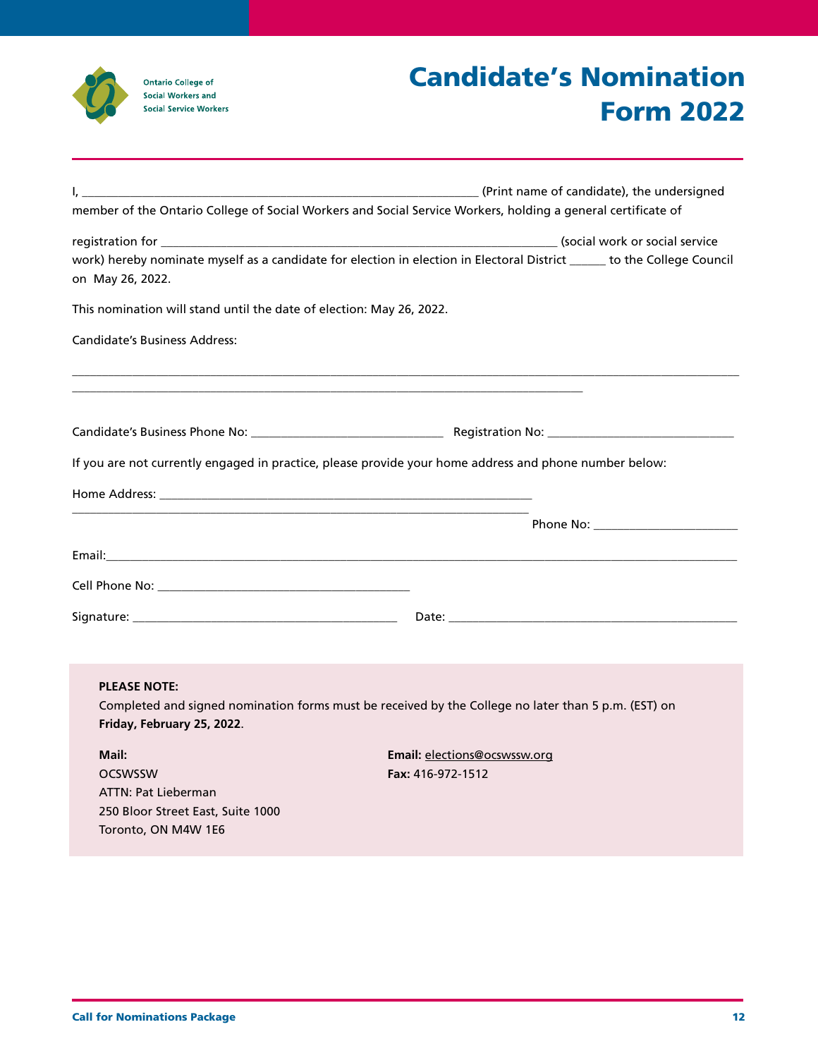Ontario College of Social Workers and Social Service Workers

# Candidate's Nomination Form 2022

I, ________________________________________________________________ (Print name of candidate), the undersigned member of the Ontario College of Social Workers and Social Service Workers, holding a general certificate of

registration for ________________________________________________________________ (social work or social service work) hereby nominate myself as a candidate for election in election in Electoral District ______ to the College Council on May 26, 2022.

This nomination will stand until the date of election: May 26, 2022.

Candidate's Business Address:

________________________________________________________________________________________________________________
____________________________________________________________________________________

Candidate's Business Phone No: _______________________________ Registration No: ______________________________

If you are not currently engaged in practice, please provide your home address and phone number below:

Home Address: _____________________________________________________________
___________________________________________________________________________ Phone No: _______________________

Email:________________________________________________________________________________________________________

Cell Phone No: _________________________________________

Signature: ___________________________________________ Date: _______________________________________________

**PLEASE NOTE:**
Completed and signed nomination forms must be received by the College no later than 5 p.m. (EST) on **Friday, February 25, 2022**.

**Mail:**
OCSWSSW
ATTN: Pat Lieberman
250 Bloor Street East, Suite 1000
Toronto, ON M4W 1E6

**Email:** elections@ocswssw.org
**Fax:** 416-972-1512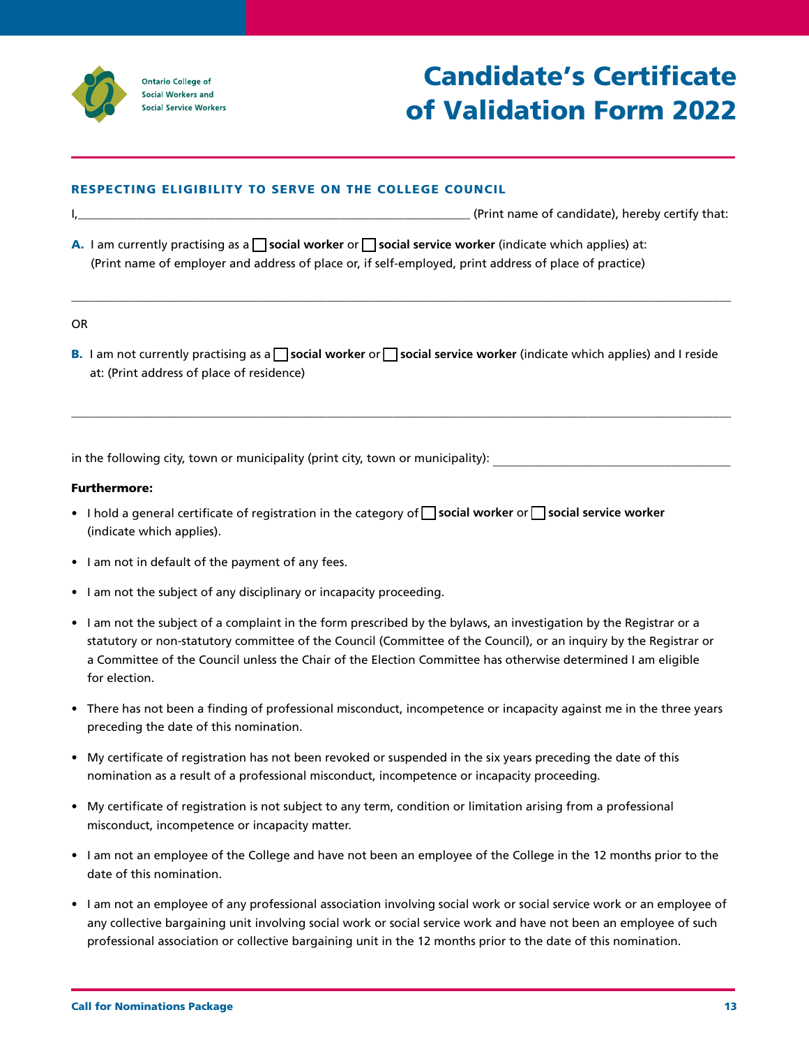Ontario College of Social Workers and Social Service Workers

# Candidate's Certificate of Validation Form 2022

## RESPECTING ELIGIBILITY TO SERVE ON THE COLLEGE COUNCIL

I,______________________________________________ (Print name of candidate), hereby certify that:

**A.** I am currently practising as a ☐ **social worker** or ☐ **social service worker** (indicate which applies) at: (Print name of employer and address of place or, if self-employed, print address of place of practice)

_____________________________________________________________________________

OR

**B.** I am not currently practising as a ☐ **social worker** or ☐ **social service worker** (indicate which applies) and I reside at: (Print address of place of residence)

_____________________________________________________________________________

in the following city, town or municipality (print city, town or municipality): ______________________

**Furthermore:**

- I hold a general certificate of registration in the category of ☐ **social worker** or ☐ **social service worker** (indicate which applies).
- I am not in default of the payment of any fees.
- I am not the subject of any disciplinary or incapacity proceeding.
- I am not the subject of a complaint in the form prescribed by the bylaws, an investigation by the Registrar or a statutory or non-statutory committee of the Council (Committee of the Council), or an inquiry by the Registrar or a Committee of the Council unless the Chair of the Election Committee has otherwise determined I am eligible for election.
- There has not been a finding of professional misconduct, incompetence or incapacity against me in the three years preceding the date of this nomination.
- My certificate of registration has not been revoked or suspended in the six years preceding the date of this nomination as a result of a professional misconduct, incompetence or incapacity proceeding.
- My certificate of registration is not subject to any term, condition or limitation arising from a professional misconduct, incompetence or incapacity matter.
- I am not an employee of the College and have not been an employee of the College in the 12 months prior to the date of this nomination.
- I am not an employee of any professional association involving social work or social service work or an employee of any collective bargaining unit involving social work or social service work and have not been an employee of such professional association or collective bargaining unit in the 12 months prior to the date of this nomination.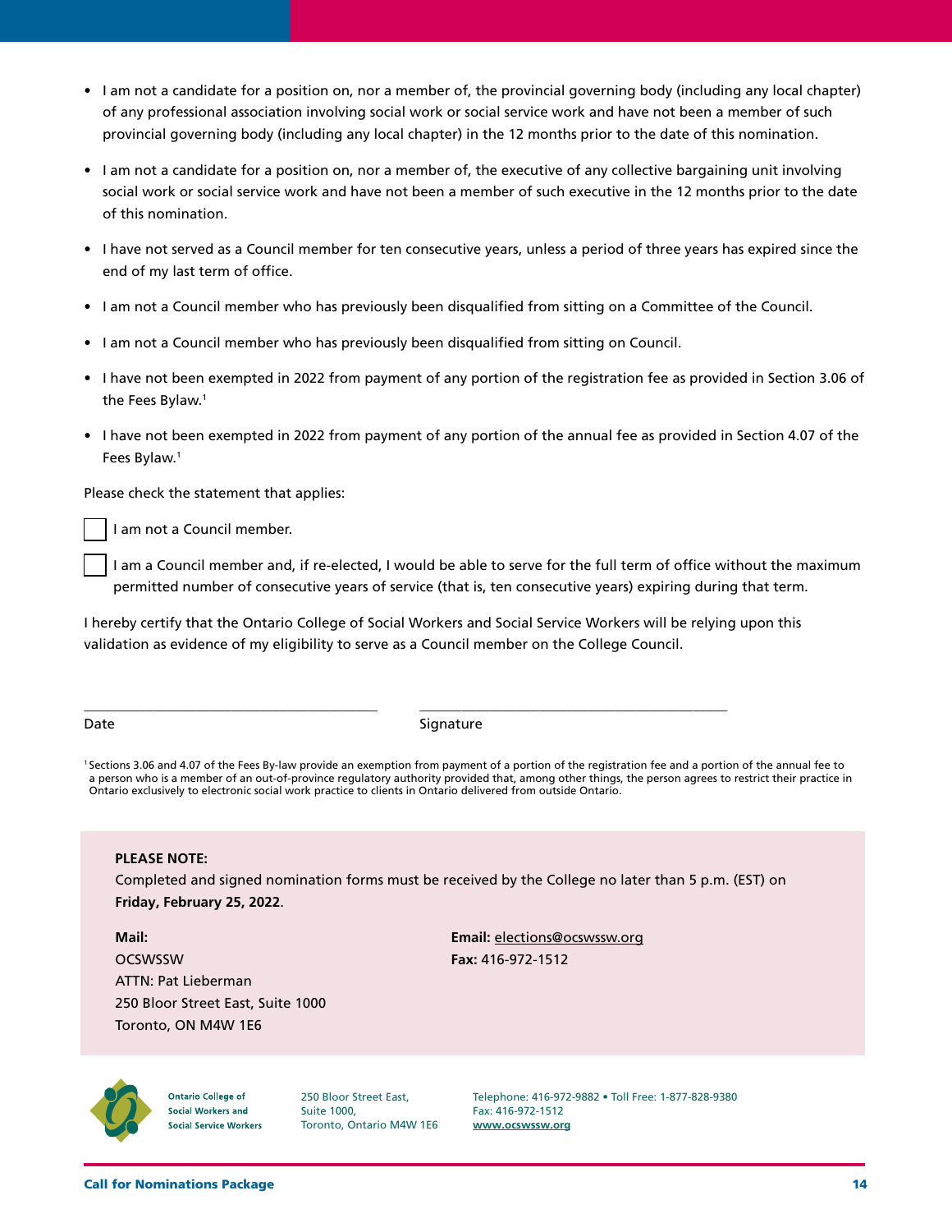- I am not a candidate for a position on, nor a member of, the provincial governing body (including any local chapter) of any professional association involving social work or social service work and have not been a member of such provincial governing body (including any local chapter) in the 12 months prior to the date of this nomination.
- I am not a candidate for a position on, nor a member of, the executive of any collective bargaining unit involving social work or social service work and have not been a member of such executive in the 12 months prior to the date of this nomination.
- I have not served as a Council member for ten consecutive years, unless a period of three years has expired since the end of my last term of office.
- I am not a Council member who has previously been disqualified from sitting on a Committee of the Council.
- I am not a Council member who has previously been disqualified from sitting on Council.
- I have not been exempted in 2022 from payment of any portion of the registration fee as provided in Section 3.06 of the Fees Bylaw.[1]
- I have not been exempted in 2022 from payment of any portion of the annual fee as provided in Section 4.07 of the Fees Bylaw.[1]

Please check the statement that applies:

☐ I am not a Council member.

☐ I am a Council member and, if re-elected, I would be able to serve for the full term of office without the maximum permitted number of consecutive years of service (that is, ten consecutive years) expiring during that term.

I hereby certify that the Ontario College of Social Workers and Social Service Workers will be relying upon this validation as evidence of my eligibility to serve as a Council member on the College Council.

\_\_\_\_\_\_\_\_\_\_\_\_\_\_\_\_\_\_\_\_\_\_\_\_\_\_\_\_\_\_\_\_\_\_\_\_ &nbsp;&nbsp;&nbsp;&nbsp; \_\_\_\_\_\_\_\_\_\_\_\_\_\_\_\_\_\_\_\_\_\_\_\_\_\_\_\_\_\_\_\_\_\_\_\_

Date &nbsp;&nbsp;&nbsp;&nbsp;&nbsp;&nbsp;&nbsp;&nbsp;&nbsp;&nbsp;&nbsp;&nbsp;&nbsp;&nbsp;&nbsp;&nbsp;&nbsp;&nbsp;&nbsp;&nbsp;&nbsp;&nbsp;&nbsp;&nbsp;&nbsp;&nbsp;&nbsp;&nbsp;&nbsp;&nbsp;&nbsp;&nbsp;&nbsp;&nbsp;&nbsp;&nbsp;&nbsp;&nbsp;&nbsp;&nbsp; Signature

[1] Sections 3.06 and 4.07 of the Fees By-law provide an exemption from payment of a portion of the registration fee and a portion of the annual fee to a person who is a member of an out-of-province regulatory authority provided that, among other things, the person agrees to restrict their practice in Ontario exclusively to electronic social work practice to clients in Ontario delivered from outside Ontario.

**PLEASE NOTE:**

Completed and signed nomination forms must be received by the College no later than 5 p.m. (EST) on **Friday, February 25, 2022**.

**Mail:**
OCSWSSW
ATTN: Pat Lieberman
250 Bloor Street East, Suite 1000
Toronto, ON M4W 1E6

**Email:** elections@ocswssw.org
**Fax:** 416-972-1512

Ontario College of Social Workers and Social Service Workers
250 Bloor Street East, Suite 1000, Toronto, Ontario M4W 1E6
Telephone: 416-972-9882 • Toll Free: 1-877-828-9380
Fax: 416-972-1512
www.ocswssw.org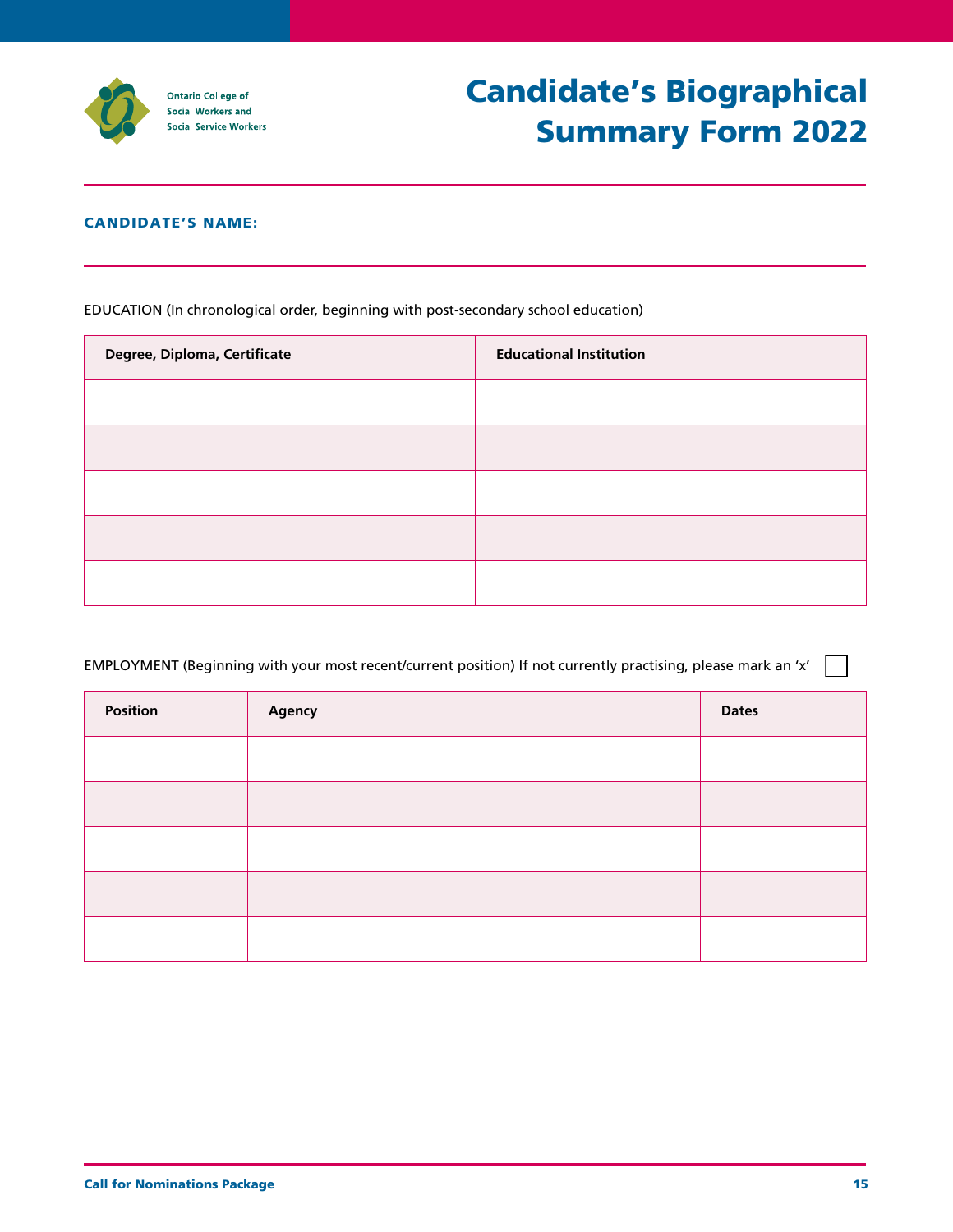Ontario College of Social Workers and Social Service Workers

# Candidate's Biographical Summary Form 2022

**CANDIDATE'S NAME:**

EDUCATION (In chronological order, beginning with post-secondary school education)

| Degree, Diploma, Certificate | Educational Institution |
|---|---|
| | |
| | |
| | |
| | |
| | |

EMPLOYMENT (Beginning with your most recent/current position) If not currently practising, please mark an 'x' ☐

| Position | Agency | Dates |
|---|---|---|
| | | |
| | | |
| | | |
| | | |
| | | |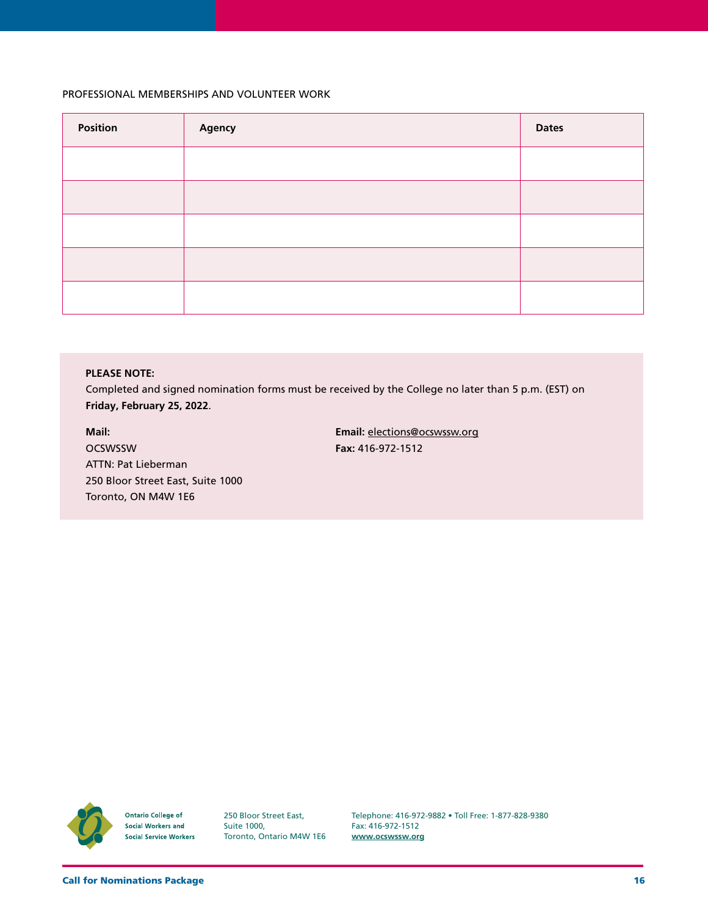PROFESSIONAL MEMBERSHIPS AND VOLUNTEER WORK

| Position | Agency | Dates |
|---|---|---|
| | | |
| | | |
| | | |
| | | |
| | | |

**PLEASE NOTE:**

Completed and signed nomination forms must be received by the College no later than 5 p.m. (EST) on **Friday, February 25, 2022**.

**Mail:**
OCSWSSW
ATTN: Pat Lieberman
250 Bloor Street East, Suite 1000
Toronto, ON M4W 1E6

**Email:** elections@ocswssw.org
**Fax:** 416-972-1512

Ontario College of Social Workers and Social Service Workers

250 Bloor Street East,
Suite 1000,
Toronto, Ontario M4W 1E6

Telephone: 416-972-9882 • Toll Free: 1-877-828-9380
Fax: 416-972-1512
www.ocswssw.org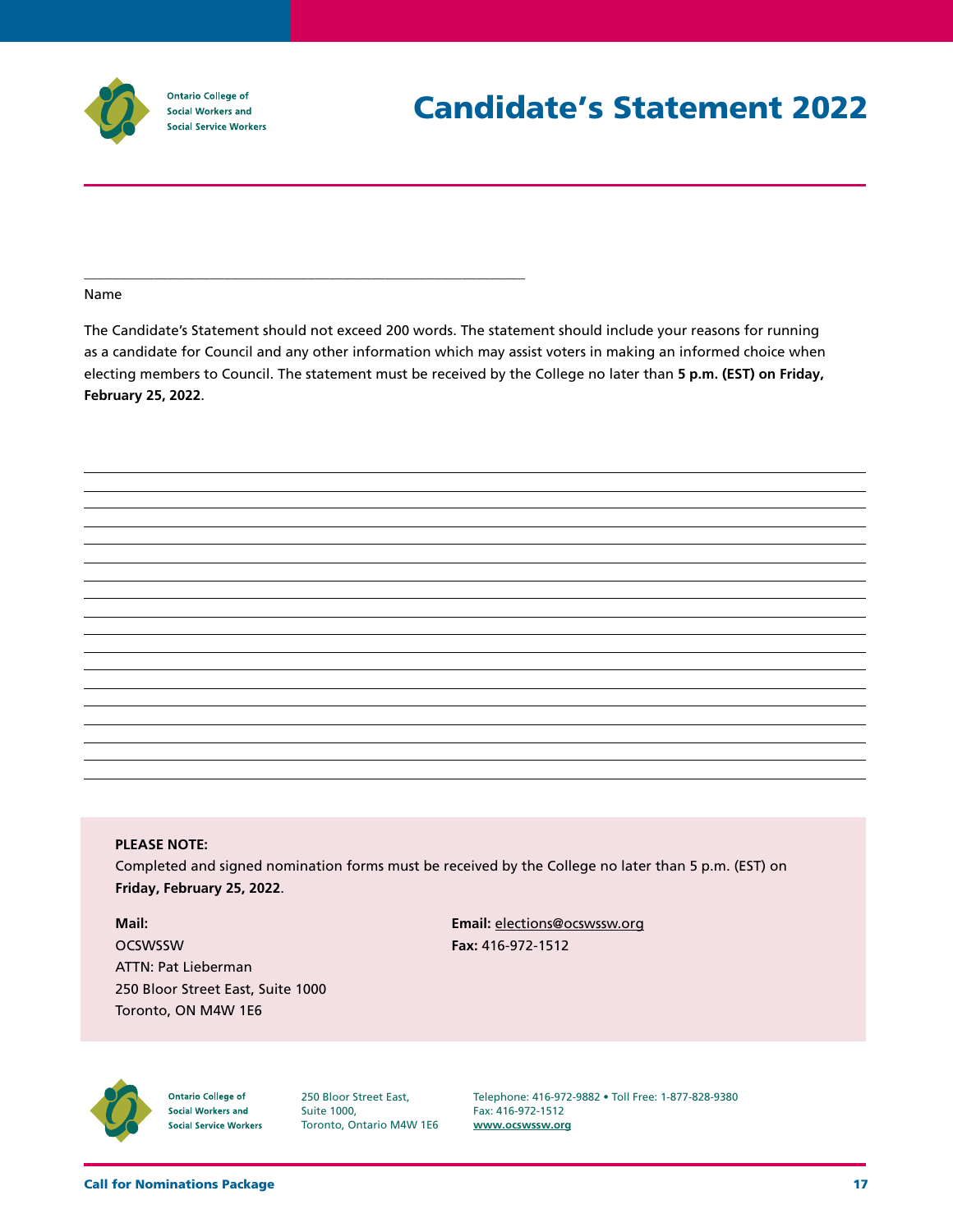Ontario College of Social Workers and Social Service Workers

# Candidate's Statement 2022

\_\_\_\_\_\_\_\_\_\_\_\_\_\_\_\_\_\_\_\_\_\_\_\_\_\_\_\_\_\_\_\_\_\_\_\_\_\_\_\_\_\_\_\_\_\_\_\_\_\_\_\_

Name

The Candidate's Statement should not exceed 200 words. The statement should include your reasons for running as a candidate for Council and any other information which may assist voters in making an informed choice when electing members to Council. The statement must be received by the College no later than **5 p.m. (EST) on Friday, February 25, 2022**.

**PLEASE NOTE:**
Completed and signed nomination forms must be received by the College no later than 5 p.m. (EST) on **Friday, February 25, 2022**.

**Mail:**
OCSWSSW
ATTN: Pat Lieberman
250 Bloor Street East, Suite 1000
Toronto, ON M4W 1E6

**Email:** elections@ocswssw.org
**Fax:** 416-972-1512

Ontario College of Social Workers and Social Service Workers

250 Bloor Street East,
Suite 1000,
Toronto, Ontario M4W 1E6

Telephone: 416-972-9882 • Toll Free: 1-877-828-9380
Fax: 416-972-1512
www.ocswssw.org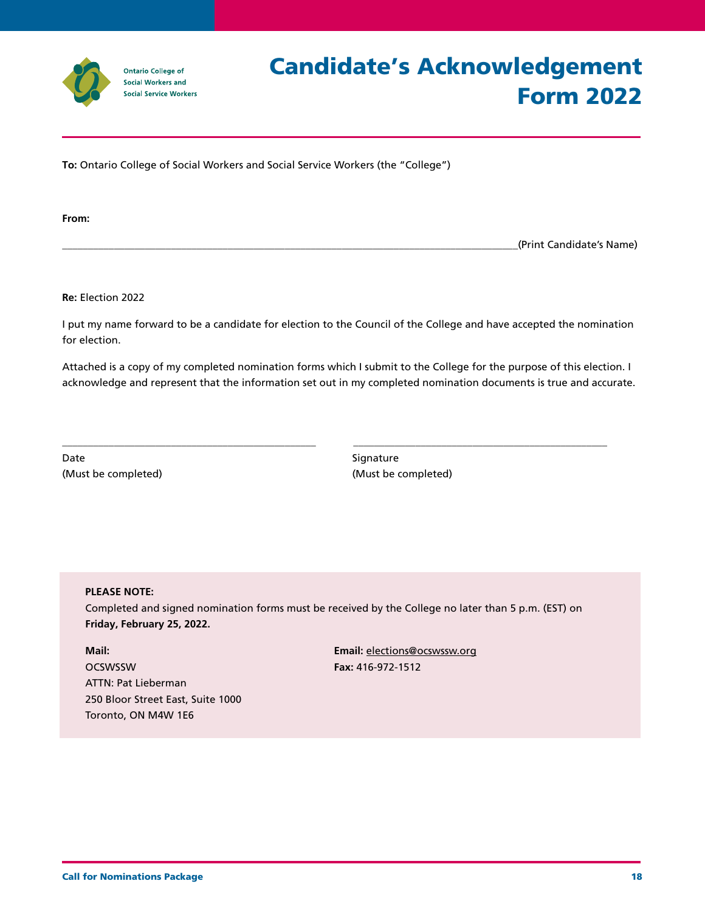Ontario College of Social Workers and Social Service Workers

# Candidate's Acknowledgement Form 2022

**To:** Ontario College of Social Workers and Social Service Workers (the "College")

**From:**

_______________________________________________________________________________(Print Candidate's Name)

**Re:** Election 2022

I put my name forward to be a candidate for election to the Council of the College and have accepted the nomination for election.

Attached is a copy of my completed nomination forms which I submit to the College for the purpose of this election. I acknowledge and represent that the information set out in my completed nomination documents is true and accurate.

_____________________________________________

Date
(Must be completed)

_____________________________________________

Signature
(Must be completed)

**PLEASE NOTE:**
Completed and signed nomination forms must be received by the College no later than 5 p.m. (EST) on **Friday, February 25, 2022.**

**Mail:**
OCSWSSW
ATTN: Pat Lieberman
250 Bloor Street East, Suite 1000
Toronto, ON M4W 1E6

**Email:** elections@ocswssw.org
**Fax:** 416-972-1512